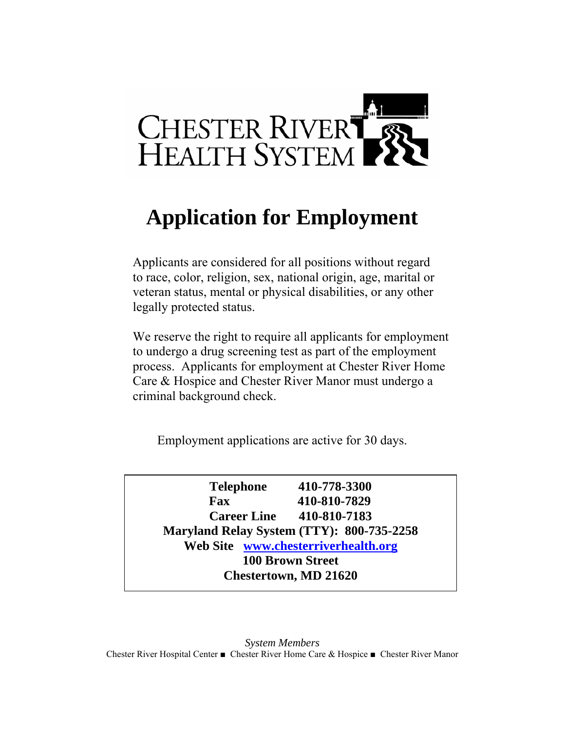CHESTER RIVER HEALTH SYSTEM

# Application for Employment

Applicants are considered for all positions without regard to race, color, religion, sex, national origin, age, marital or veteran status, mental or physical disabilities, or any other legally protected status.

We reserve the right to require all applicants for employment to undergo a drug screening test as part of the employment process. Applicants for employment at Chester River Home Care & Hospice and Chester River Manor must undergo a criminal background check.

Employment applications are active for 30 days.

**Telephone** **410-778-3300**
**Fax** **410-810-7829**
**Career Line** **410-810-7183**
**Maryland Relay System (TTY): 800-735-2258**
**Web Site** **[www.chesterriverhealth.org](http://www.chesterriverhealth.org)**
**100 Brown Street**
**Chestertown, MD 21620**

*System Members*
Chester River Hospital Center ■ Chester River Home Care & Hospice ■ Chester River Manor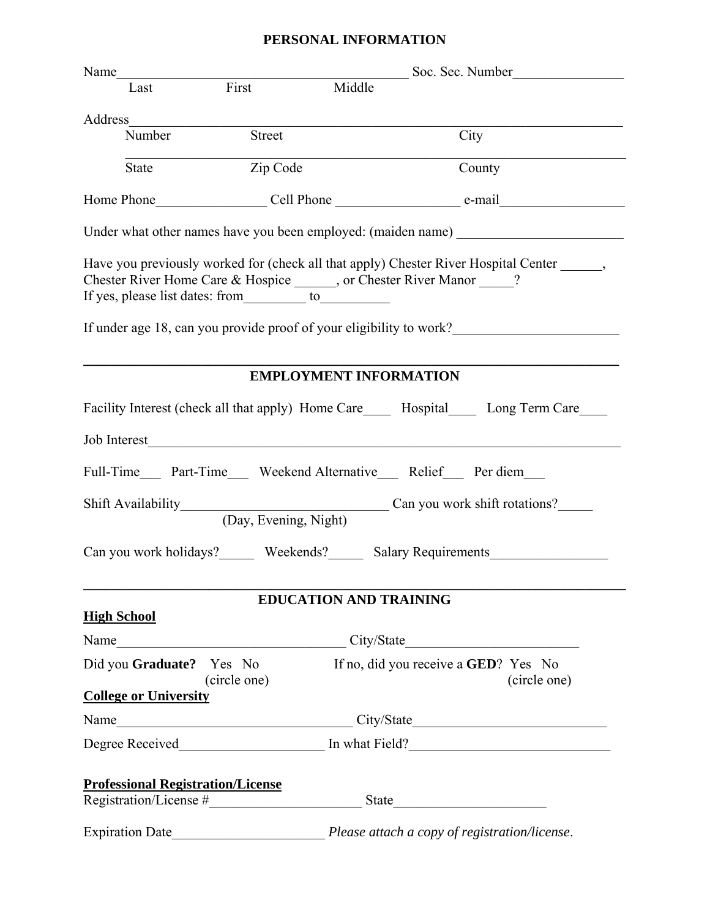## PERSONAL INFORMATION

Name\_\_\_\_\_\_\_\_\_\_\_\_\_\_\_\_\_\_\_\_\_\_\_\_\_\_\_\_\_\_\_\_\_\_\_\_\_\_\_\_\_\_ Soc. Sec. Number\_\_\_\_\_\_\_\_\_\_\_\_\_\_\_\_
Last First Middle

Address\_\_\_\_\_\_\_\_\_\_\_\_\_\_\_\_\_\_\_\_\_\_\_\_\_\_\_\_\_\_\_\_\_\_\_\_\_\_\_\_\_\_\_\_\_\_\_\_\_\_\_\_\_\_\_\_\_\_\_\_\_\_\_\_\_\_\_\_\_\_
Number Street City

\_\_\_\_\_\_\_\_\_\_\_\_\_\_\_\_\_\_\_\_\_\_\_\_\_\_\_\_\_\_\_\_\_\_\_\_\_\_\_\_\_\_\_\_\_\_\_\_\_\_\_\_\_\_\_\_\_\_\_\_\_\_\_\_\_\_\_\_\_\_
State Zip Code County

Home Phone\_\_\_\_\_\_\_\_\_\_\_\_\_\_\_\_ Cell Phone \_\_\_\_\_\_\_\_\_\_\_\_\_\_\_\_\_\_ e-mail\_\_\_\_\_\_\_\_\_\_\_\_\_\_\_\_\_\_

Under what other names have you been employed: (maiden name) \_\_\_\_\_\_\_\_\_\_\_\_\_\_\_\_\_\_\_\_\_\_\_\_

Have you previously worked for (check all that apply) Chester River Hospital Center \_\_\_\_\_\_, Chester River Home Care & Hospice \_\_\_\_\_\_, or Chester River Manor \_\_\_\_\_?
If yes, please list dates: from\_\_\_\_\_\_\_\_\_ to\_\_\_\_\_\_\_\_\_\_

If under age 18, can you provide proof of your eligibility to work?\_\_\_\_\_\_\_\_\_\_\_\_\_\_\_\_\_\_\_\_\_\_\_\_

## EMPLOYMENT INFORMATION

Facility Interest (check all that apply) Home Care\_\_\_\_ Hospital\_\_\_\_ Long Term Care\_\_\_\_

Job Interest\_\_\_\_\_\_\_\_\_\_\_\_\_\_\_\_\_\_\_\_\_\_\_\_\_\_\_\_\_\_\_\_\_\_\_\_\_\_\_\_\_\_\_\_\_\_\_\_\_\_\_\_\_\_\_\_\_\_\_\_\_\_\_\_\_\_\_\_

Full-Time\_\_\_ Part-Time\_\_\_ Weekend Alternative\_\_\_ Relief\_\_\_ Per diem\_\_\_

Shift Availability\_\_\_\_\_\_\_\_\_\_\_\_\_\_\_\_\_\_\_\_\_\_\_\_\_\_\_\_\_\_ Can you work shift rotations?\_\_\_\_\_
(Day, Evening, Night)

Can you work holidays?\_\_\_\_\_ Weekends?\_\_\_\_\_ Salary Requirements\_\_\_\_\_\_\_\_\_\_\_\_\_\_\_\_\_

## EDUCATION AND TRAINING

**High School**

Name\_\_\_\_\_\_\_\_\_\_\_\_\_\_\_\_\_\_\_\_\_\_\_\_\_\_\_\_\_\_\_\_\_\_ City/State\_\_\_\_\_\_\_\_\_\_\_\_\_\_\_\_\_\_\_\_\_\_\_\_\_

Did you **Graduate?** Yes No (circle one) If no, did you receive a **GED**? Yes No (circle one)

**College or University**

Name\_\_\_\_\_\_\_\_\_\_\_\_\_\_\_\_\_\_\_\_\_\_\_\_\_\_\_\_\_\_\_\_\_\_\_ City/State\_\_\_\_\_\_\_\_\_\_\_\_\_\_\_\_\_\_\_\_\_\_\_\_\_\_\_\_

Degree Received\_\_\_\_\_\_\_\_\_\_\_\_\_\_\_\_\_\_\_\_\_ In what Field?\_\_\_\_\_\_\_\_\_\_\_\_\_\_\_\_\_\_\_\_\_\_\_\_\_\_\_\_\_

**Professional Registration/License**

Registration/License #\_\_\_\_\_\_\_\_\_\_\_\_\_\_\_\_\_\_\_\_\_\_ State\_\_\_\_\_\_\_\_\_\_\_\_\_\_\_\_\_\_\_\_\_\_

Expiration Date\_\_\_\_\_\_\_\_\_\_\_\_\_\_\_\_\_\_\_\_\_\_ *Please attach a copy of registration/license*.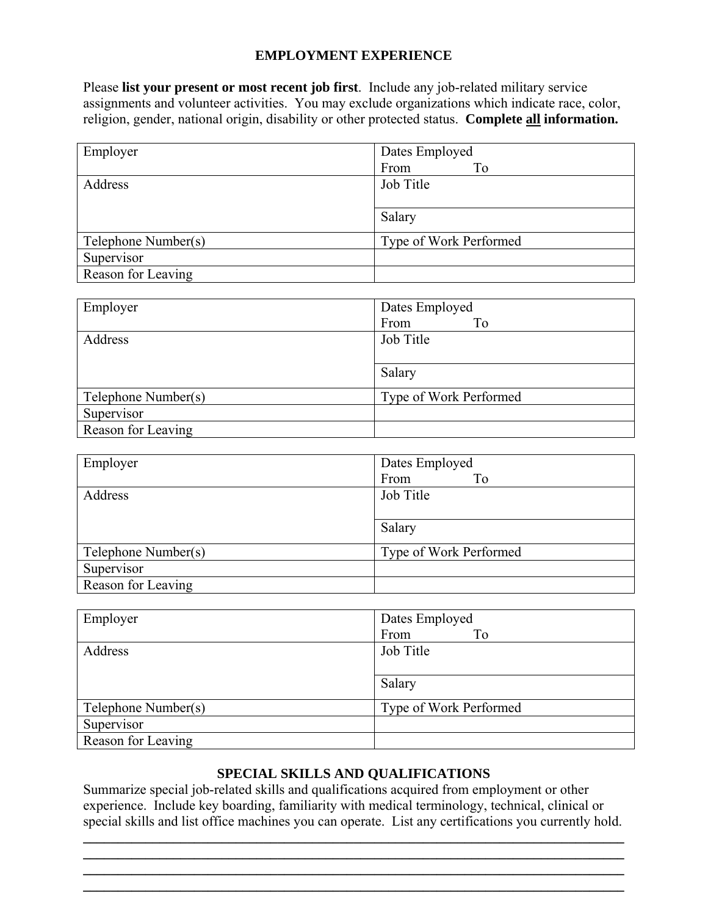## EMPLOYMENT EXPERIENCE

Please **list your present or most recent job first**. Include any job-related military service assignments and volunteer activities. You may exclude organizations which indicate race, color, religion, gender, national origin, disability or other protected status. **Complete <u>all</u> information.**

| Employer | Dates Employed<br>From To |
|---|---|
| Address | Job Title |
| | Salary |
| Telephone Number(s) | Type of Work Performed |
| Supervisor | |
| Reason for Leaving | |

| Employer | Dates Employed<br>From To |
|---|---|
| Address | Job Title |
| | Salary |
| Telephone Number(s) | Type of Work Performed |
| Supervisor | |
| Reason for Leaving | |

| Employer | Dates Employed<br>From To |
|---|---|
| Address | Job Title |
| | Salary |
| Telephone Number(s) | Type of Work Performed |
| Supervisor | |
| Reason for Leaving | |

| Employer | Dates Employed<br>From To |
|---|---|
| Address | Job Title |
| | Salary |
| Telephone Number(s) | Type of Work Performed |
| Supervisor | |
| Reason for Leaving | |

## SPECIAL SKILLS AND QUALIFICATIONS

Summarize special job-related skills and qualifications acquired from employment or other experience. Include key boarding, familiarity with medical terminology, technical, clinical or special skills and list office machines you can operate. List any certifications you currently hold.

\_\_\_\_\_\_\_\_\_\_\_\_\_\_\_\_\_\_\_\_\_\_\_\_\_\_\_\_\_\_\_\_\_\_\_\_\_\_\_\_\_\_\_\_\_\_\_\_\_\_\_\_\_\_\_\_\_\_\_\_\_\_\_\_\_\_\_\_\_\_\_\_\_\_\_\_\_\_

\_\_\_\_\_\_\_\_\_\_\_\_\_\_\_\_\_\_\_\_\_\_\_\_\_\_\_\_\_\_\_\_\_\_\_\_\_\_\_\_\_\_\_\_\_\_\_\_\_\_\_\_\_\_\_\_\_\_\_\_\_\_\_\_\_\_\_\_\_\_\_\_\_\_\_\_\_\_

\_\_\_\_\_\_\_\_\_\_\_\_\_\_\_\_\_\_\_\_\_\_\_\_\_\_\_\_\_\_\_\_\_\_\_\_\_\_\_\_\_\_\_\_\_\_\_\_\_\_\_\_\_\_\_\_\_\_\_\_\_\_\_\_\_\_\_\_\_\_\_\_\_\_\_\_\_\_

\_\_\_\_\_\_\_\_\_\_\_\_\_\_\_\_\_\_\_\_\_\_\_\_\_\_\_\_\_\_\_\_\_\_\_\_\_\_\_\_\_\_\_\_\_\_\_\_\_\_\_\_\_\_\_\_\_\_\_\_\_\_\_\_\_\_\_\_\_\_\_\_\_\_\_\_\_\_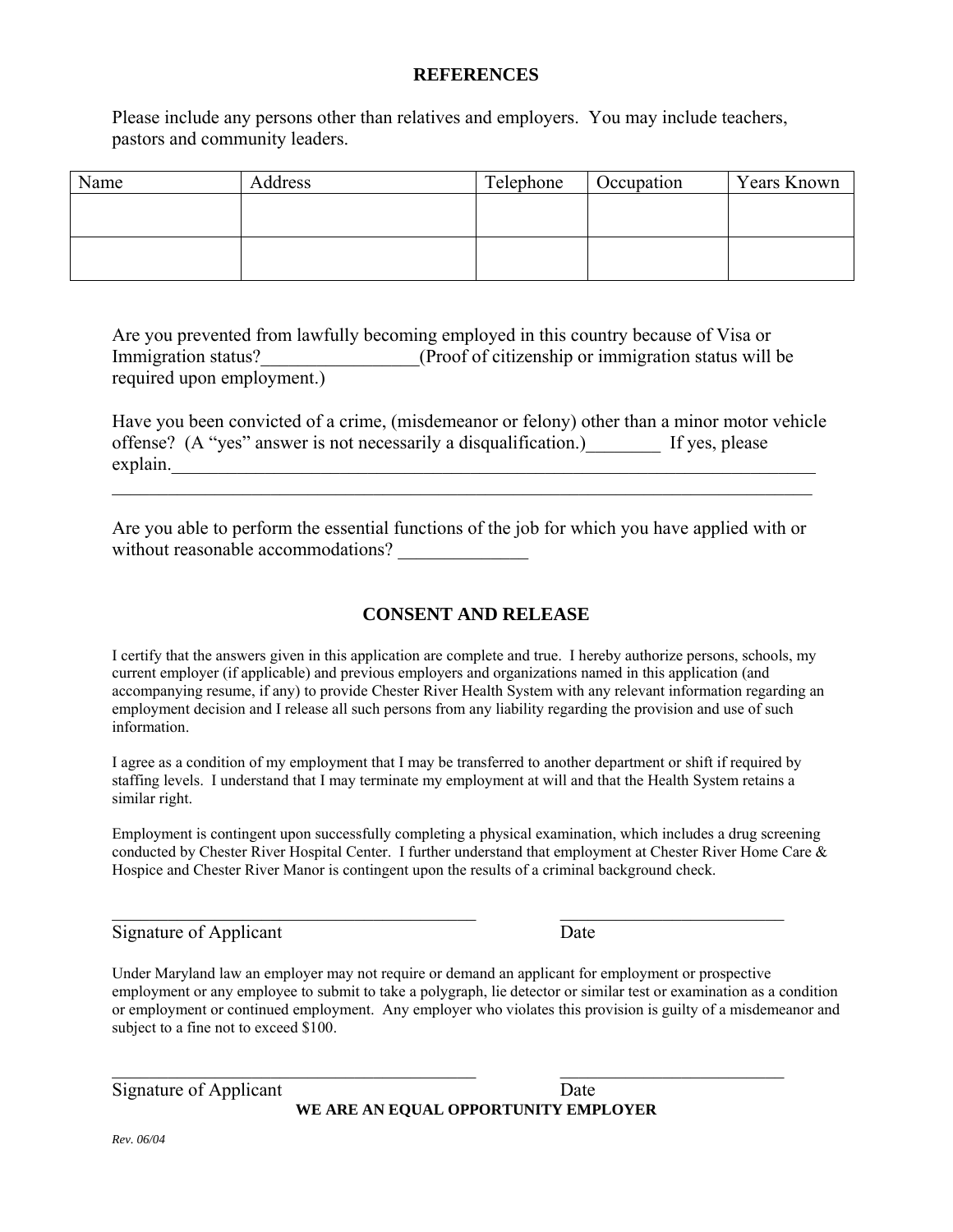## REFERENCES

Please include any persons other than relatives and employers. You may include teachers, pastors and community leaders.

| Name | Address | Telephone | Occupation | Years Known |
|---|---|---|---|---|
| | | | | |
| | | | | |

Are you prevented from lawfully becoming employed in this country because of Visa or Immigration status?________________(Proof of citizenship or immigration status will be required upon employment.)

Have you been convicted of a crime, (misdemeanor or felony) other than a minor motor vehicle offense? (A "yes" answer is not necessarily a disqualification.)________ If yes, please explain.___________________________________________________________________________
_____________________________________________________________________________

Are you able to perform the essential functions of the job for which you have applied with or without reasonable accommodations? ______________

## CONSENT AND RELEASE

I certify that the answers given in this application are complete and true. I hereby authorize persons, schools, my current employer (if applicable) and previous employers and organizations named in this application (and accompanying resume, if any) to provide Chester River Health System with any relevant information regarding an employment decision and I release all such persons from any liability regarding the provision and use of such information.

I agree as a condition of my employment that I may be transferred to another department or shift if required by staffing levels. I understand that I may terminate my employment at will and that the Health System retains a similar right.

Employment is contingent upon successfully completing a physical examination, which includes a drug screening conducted by Chester River Hospital Center. I further understand that employment at Chester River Home Care & Hospice and Chester River Manor is contingent upon the results of a criminal background check.

_________________________________________ _________________________

Signature of Applicant Date

Under Maryland law an employer may not require or demand an applicant for employment or prospective employment or any employee to submit to take a polygraph, lie detector or similar test or examination as a condition or employment or continued employment. Any employer who violates this provision is guilty of a misdemeanor and subject to a fine not to exceed $100.

_________________________________________ _________________________

Signature of Applicant Date

**WE ARE AN EQUAL OPPORTUNITY EMPLOYER**

*Rev. 06/04*